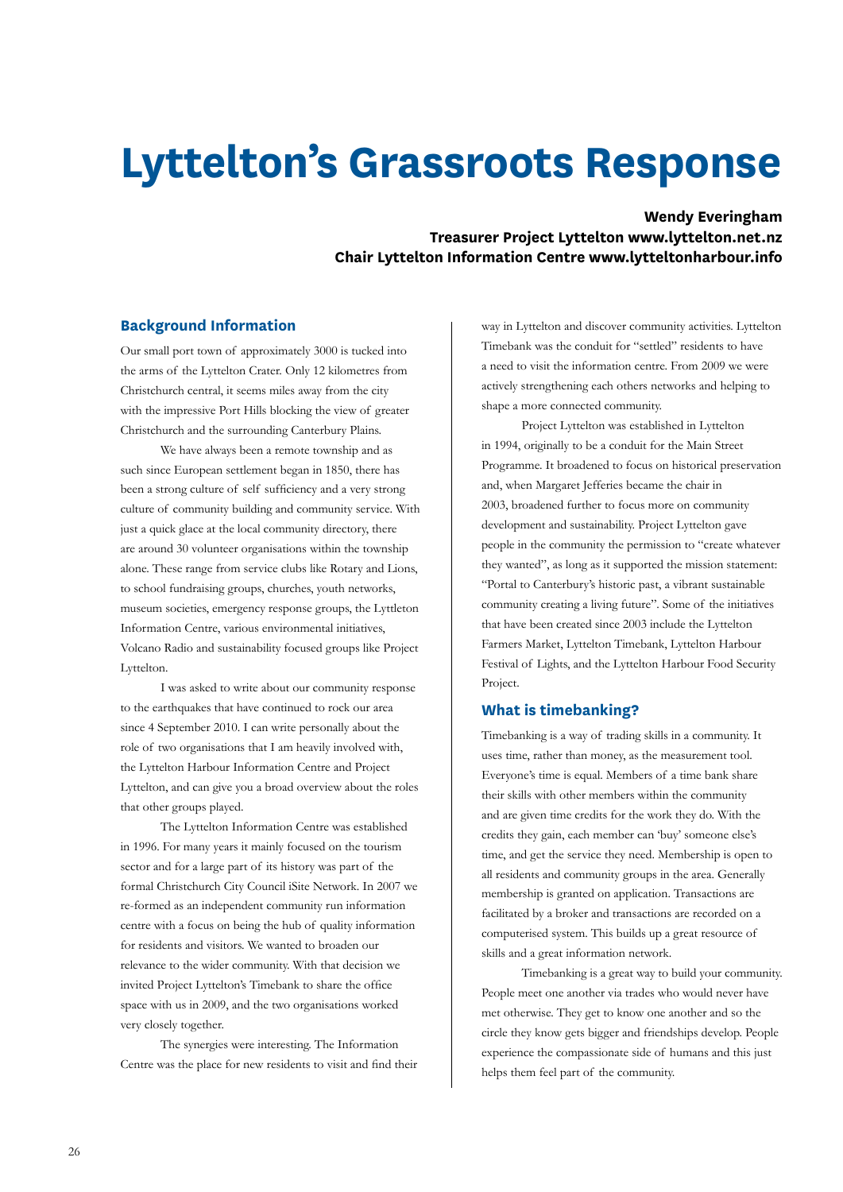# Lyttelton's Grassroots Response

**Wendy Everingham**
**Treasurer Project Lyttelton www.lyttelton.net.nz**
**Chair Lyttelton Information Centre www.lytteltonharbour.info**

## Background Information

Our small port town of approximately 3000 is tucked into the arms of the Lyttelton Crater. Only 12 kilometres from Christchurch central, it seems miles away from the city with the impressive Port Hills blocking the view of greater Christchurch and the surrounding Canterbury Plains.

We have always been a remote township and as such since European settlement began in 1850, there has been a strong culture of self sufficiency and a very strong culture of community building and community service. With just a quick glace at the local community directory, there are around 30 volunteer organisations within the township alone. These range from service clubs like Rotary and Lions, to school fundraising groups, churches, youth networks, museum societies, emergency response groups, the Lyttelton Information Centre, various environmental initiatives, Volcano Radio and sustainability focused groups like Project Lyttelton.

I was asked to write about our community response to the earthquakes that have continued to rock our area since 4 September 2010. I can write personally about the role of two organisations that I am heavily involved with, the Lyttelton Harbour Information Centre and Project Lyttelton, and can give you a broad overview about the roles that other groups played.

The Lyttelton Information Centre was established in 1996. For many years it mainly focused on the tourism sector and for a large part of its history was part of the formal Christchurch City Council iSite Network. In 2007 we re-formed as an independent community run information centre with a focus on being the hub of quality information for residents and visitors. We wanted to broaden our relevance to the wider community. With that decision we invited Project Lyttelton's Timebank to share the office space with us in 2009, and the two organisations worked very closely together.

The synergies were interesting. The Information Centre was the place for new residents to visit and find their way in Lyttelton and discover community activities. Lyttelton Timebank was the conduit for "settled" residents to have a need to visit the information centre. From 2009 we were actively strengthening each others networks and helping to shape a more connected community.

Project Lyttelton was established in Lyttelton in 1994, originally to be a conduit for the Main Street Programme. It broadened to focus on historical preservation and, when Margaret Jefferies became the chair in 2003, broadened further to focus more on community development and sustainability. Project Lyttelton gave people in the community the permission to "create whatever they wanted", as long as it supported the mission statement: "Portal to Canterbury's historic past, a vibrant sustainable community creating a living future". Some of the initiatives that have been created since 2003 include the Lyttelton Farmers Market, Lyttelton Timebank, Lyttelton Harbour Festival of Lights, and the Lyttelton Harbour Food Security Project.

## What is timebanking?

Timebanking is a way of trading skills in a community. It uses time, rather than money, as the measurement tool. Everyone's time is equal. Members of a time bank share their skills with other members within the community and are given time credits for the work they do. With the credits they gain, each member can 'buy' someone else's time, and get the service they need. Membership is open to all residents and community groups in the area. Generally membership is granted on application. Transactions are facilitated by a broker and transactions are recorded on a computerised system. This builds up a great resource of skills and a great information network.

Timebanking is a great way to build your community. People meet one another via trades who would never have met otherwise. They get to know one another and so the circle they know gets bigger and friendships develop. People experience the compassionate side of humans and this just helps them feel part of the community.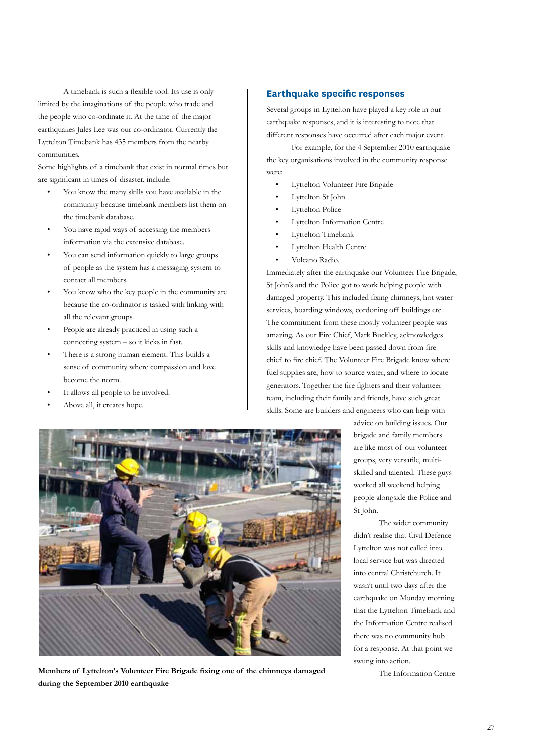A timebank is such a flexible tool. Its use is only limited by the imaginations of the people who trade and the people who co-ordinate it. At the time of the major earthquakes Jules Lee was our co-ordinator. Currently the Lyttelton Timebank has 435 members from the nearby communities.

Some highlights of a timebank that exist in normal times but are significant in times of disaster, include:

- You know the many skills you have available in the community because timebank members list them on the timebank database.
- You have rapid ways of accessing the members information via the extensive database.
- You can send information quickly to large groups of people as the system has a messaging system to contact all members.
- You know who the key people in the community are because the co-ordinator is tasked with linking with all the relevant groups.
- People are already practiced in using such a connecting system – so it kicks in fast.
- There is a strong human element. This builds a sense of community where compassion and love become the norm.
- It allows all people to be involved.
- Above all, it creates hope.

## Earthquake specific responses

Several groups in Lyttelton have played a key role in our earthquake responses, and it is interesting to note that different responses have occurred after each major event.

For example, for the 4 September 2010 earthquake the key organisations involved in the community response were:

- Lyttelton Volunteer Fire Brigade
- Lyttelton St John
- Lyttelton Police
- Lyttelton Information Centre
- Lyttelton Timebank
- Lyttelton Health Centre
- Volcano Radio.

Immediately after the earthquake our Volunteer Fire Brigade, St John's and the Police got to work helping people with damaged property. This included fixing chimneys, hot water services, boarding windows, cordoning off buildings etc. The commitment from these mostly volunteer people was amazing. As our Fire Chief, Mark Buckley, acknowledges skills and knowledge have been passed down from fire chief to fire chief. The Volunteer Fire Brigade know where fuel supplies are, how to source water, and where to locate generators. Together the fire fighters and their volunteer team, including their family and friends, have such great skills. Some are builders and engineers who can help with advice on building issues. Our brigade and family members are like most of our volunteer groups, very versatile, multi-skilled and talented. These guys worked all weekend helping people alongside the Police and St John.

**Members of Lyttelton's Volunteer Fire Brigade fixing one of the chimneys damaged during the September 2010 earthquake**

The wider community didn't realise that Civil Defence Lyttelton was not called into local service but was directed into central Christchurch. It wasn't until two days after the earthquake on Monday morning that the Lyttelton Timebank and the Information Centre realised there was no community hub for a response. At that point we swung into action.

The Information Centre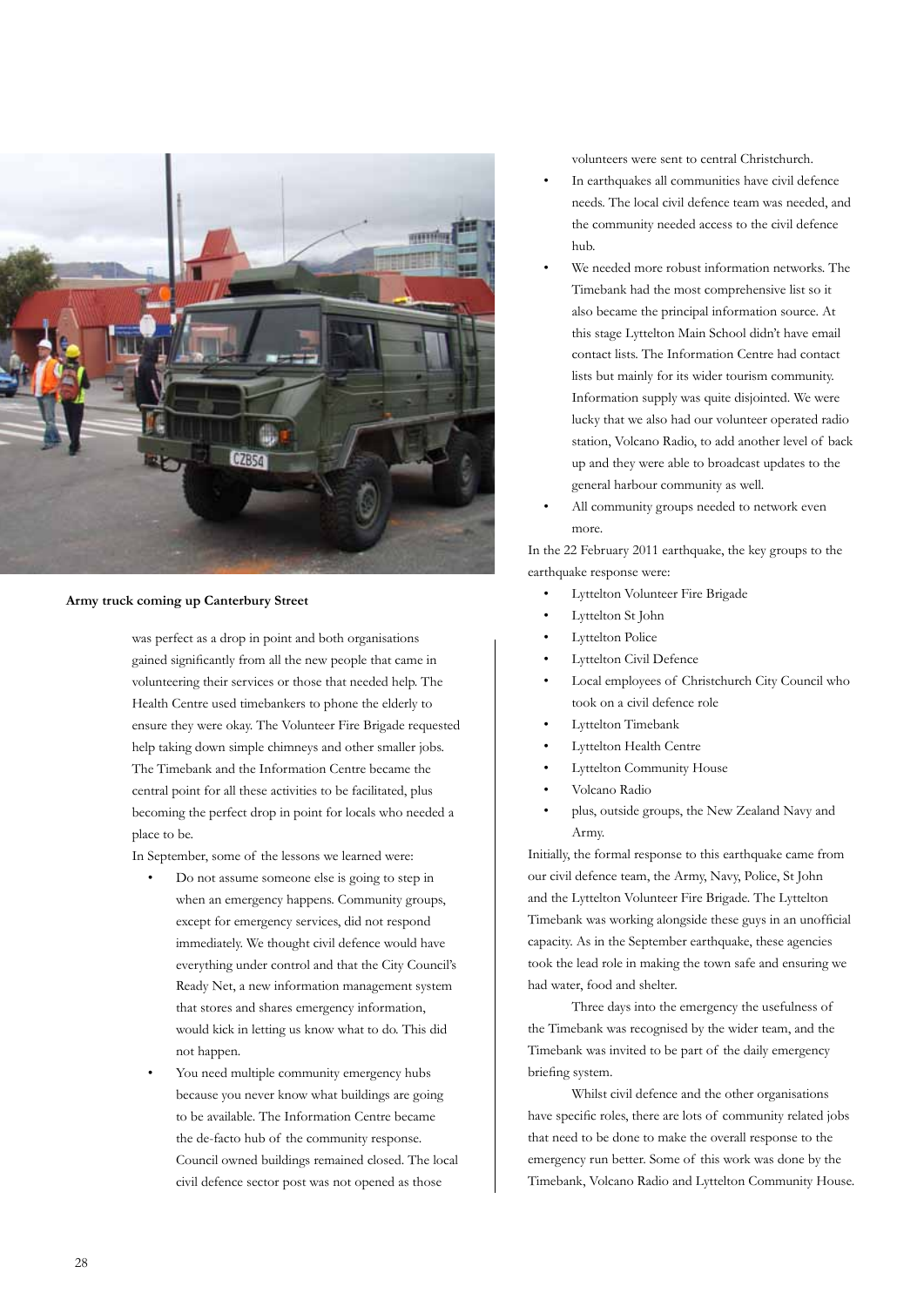**Army truck coming up Canterbury Street**

was perfect as a drop in point and both organisations gained significantly from all the new people that came in volunteering their services or those that needed help. The Health Centre used timebankers to phone the elderly to ensure they were okay. The Volunteer Fire Brigade requested help taking down simple chimneys and other smaller jobs. The Timebank and the Information Centre became the central point for all these activities to be facilitated, plus becoming the perfect drop in point for locals who needed a place to be.

In September, some of the lessons we learned were:

- Do not assume someone else is going to step in when an emergency happens. Community groups, except for emergency services, did not respond immediately. We thought civil defence would have everything under control and that the City Council's Ready Net, a new information management system that stores and shares emergency information, would kick in letting us know what to do. This did not happen.
- You need multiple community emergency hubs because you never know what buildings are going to be available. The Information Centre became the de-facto hub of the community response. Council owned buildings remained closed. The local civil defence sector post was not opened as those volunteers were sent to central Christchurch.
- In earthquakes all communities have civil defence needs. The local civil defence team was needed, and the community needed access to the civil defence hub.
- We needed more robust information networks. The Timebank had the most comprehensive list so it also became the principal information source. At this stage Lyttelton Main School didn't have email contact lists. The Information Centre had contact lists but mainly for its wider tourism community. Information supply was quite disjointed. We were lucky that we also had our volunteer operated radio station, Volcano Radio, to add another level of back up and they were able to broadcast updates to the general harbour community as well.
- All community groups needed to network even more.

In the 22 February 2011 earthquake, the key groups to the earthquake response were:

- Lyttelton Volunteer Fire Brigade
- Lyttelton St John
- Lyttelton Police
- Lyttelton Civil Defence
- Local employees of Christchurch City Council who took on a civil defence role
- Lyttelton Timebank
- Lyttelton Health Centre
- Lyttelton Community House
- Volcano Radio
- plus, outside groups, the New Zealand Navy and Army.

Initially, the formal response to this earthquake came from our civil defence team, the Army, Navy, Police, St John and the Lyttelton Volunteer Fire Brigade. The Lyttelton Timebank was working alongside these guys in an unofficial capacity. As in the September earthquake, these agencies took the lead role in making the town safe and ensuring we had water, food and shelter.

Three days into the emergency the usefulness of the Timebank was recognised by the wider team, and the Timebank was invited to be part of the daily emergency briefing system.

Whilst civil defence and the other organisations have specific roles, there are lots of community related jobs that need to be done to make the overall response to the emergency run better. Some of this work was done by the Timebank, Volcano Radio and Lyttelton Community House.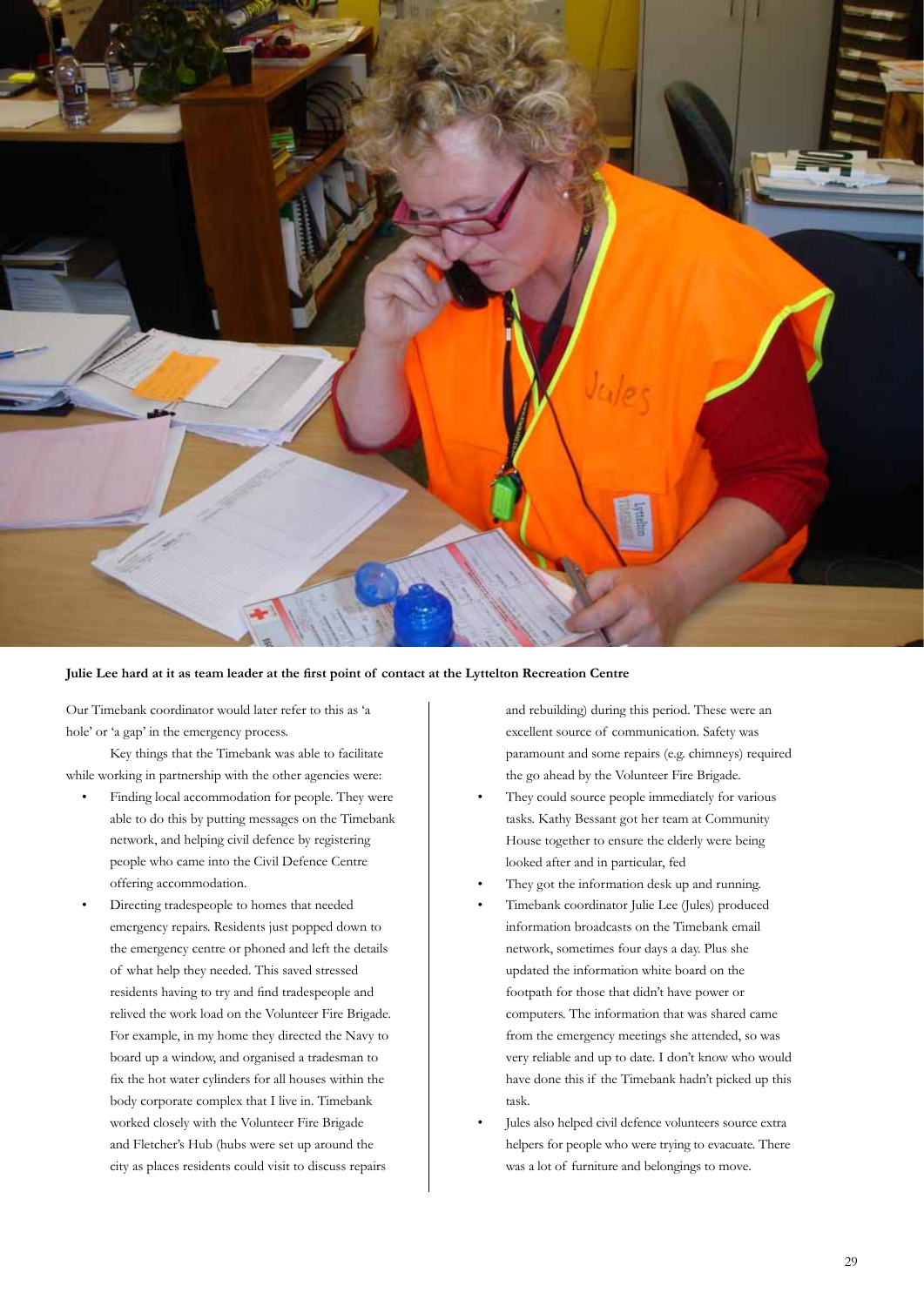**Julie Lee hard at it as team leader at the first point of contact at the Lyttelton Recreation Centre**

Our Timebank coordinator would later refer to this as 'a hole' or 'a gap' in the emergency process.

Key things that the Timebank was able to facilitate while working in partnership with the other agencies were:

- Finding local accommodation for people. They were able to do this by putting messages on the Timebank network, and helping civil defence by registering people who came into the Civil Defence Centre offering accommodation.
- Directing tradespeople to homes that needed emergency repairs. Residents just popped down to the emergency centre or phoned and left the details of what help they needed. This saved stressed residents having to try and find tradespeople and relived the work load on the Volunteer Fire Brigade. For example, in my home they directed the Navy to board up a window, and organised a tradesman to fix the hot water cylinders for all houses within the body corporate complex that I live in. Timebank worked closely with the Volunteer Fire Brigade and Fletcher's Hub (hubs were set up around the city as places residents could visit to discuss repairs and rebuilding) during this period. These were an excellent source of communication. Safety was paramount and some repairs (e.g. chimneys) required the go ahead by the Volunteer Fire Brigade.
- They could source people immediately for various tasks. Kathy Bessant got her team at Community House together to ensure the elderly were being looked after and in particular, fed
- They got the information desk up and running.
- Timebank coordinator Julie Lee (Jules) produced information broadcasts on the Timebank email network, sometimes four days a day. Plus she updated the information white board on the footpath for those that didn't have power or computers. The information that was shared came from the emergency meetings she attended, so was very reliable and up to date. I don't know who would have done this if the Timebank hadn't picked up this task.
- Jules also helped civil defence volunteers source extra helpers for people who were trying to evacuate. There was a lot of furniture and belongings to move.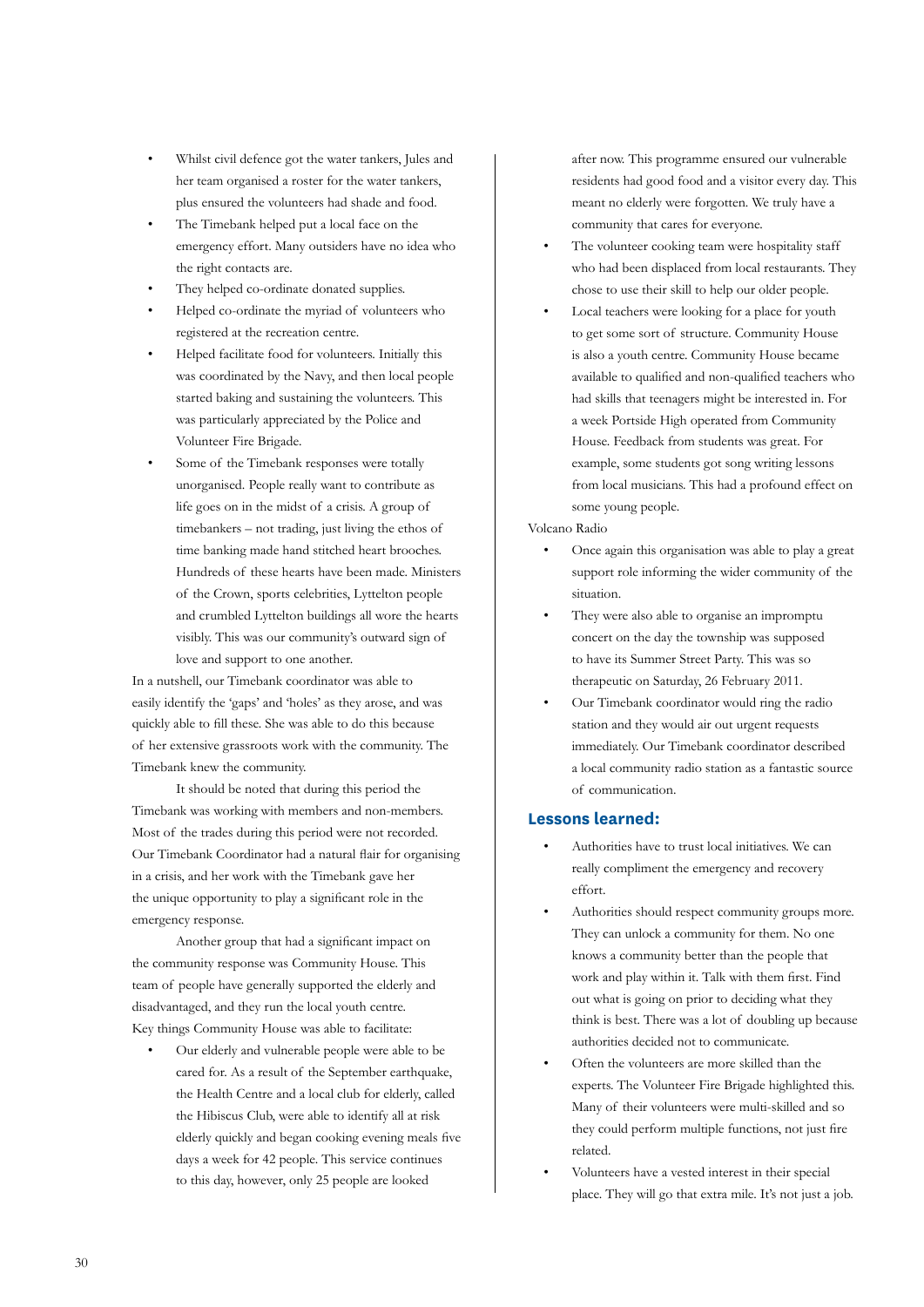- Whilst civil defence got the water tankers, Jules and her team organised a roster for the water tankers, plus ensured the volunteers had shade and food.
- The Timebank helped put a local face on the emergency effort. Many outsiders have no idea who the right contacts are.
- They helped co-ordinate donated supplies.
- Helped co-ordinate the myriad of volunteers who registered at the recreation centre.
- Helped facilitate food for volunteers. Initially this was coordinated by the Navy, and then local people started baking and sustaining the volunteers. This was particularly appreciated by the Police and Volunteer Fire Brigade.
- Some of the Timebank responses were totally unorganised. People really want to contribute as life goes on in the midst of a crisis. A group of timebankers – not trading, just living the ethos of time banking made hand stitched heart brooches. Hundreds of these hearts have been made. Ministers of the Crown, sports celebrities, Lyttelton people and crumbled Lyttelton buildings all wore the hearts visibly. This was our community's outward sign of love and support to one another.

In a nutshell, our Timebank coordinator was able to easily identify the 'gaps' and 'holes' as they arose, and was quickly able to fill these. She was able to do this because of her extensive grassroots work with the community. The Timebank knew the community.

It should be noted that during this period the Timebank was working with members and non-members. Most of the trades during this period were not recorded. Our Timebank Coordinator had a natural flair for organising in a crisis, and her work with the Timebank gave her the unique opportunity to play a significant role in the emergency response.

Another group that had a significant impact on the community response was Community House. This team of people have generally supported the elderly and disadvantaged, and they run the local youth centre. Key things Community House was able to facilitate:

- Our elderly and vulnerable people were able to be cared for. As a result of the September earthquake, the Health Centre and a local club for elderly, called the Hibiscus Club, were able to identify all at risk elderly quickly and began cooking evening meals five days a week for 42 people. This service continues to this day, however, only 25 people are looked after now. This programme ensured our vulnerable residents had good food and a visitor every day. This meant no elderly were forgotten. We truly have a community that cares for everyone.
- The volunteer cooking team were hospitality staff who had been displaced from local restaurants. They chose to use their skill to help our older people.
- Local teachers were looking for a place for youth to get some sort of structure. Community House is also a youth centre. Community House became available to qualified and non-qualified teachers who had skills that teenagers might be interested in. For a week Portside High operated from Community House. Feedback from students was great. For example, some students got song writing lessons from local musicians. This had a profound effect on some young people.

Volcano Radio

- Once again this organisation was able to play a great support role informing the wider community of the situation.
- They were also able to organise an impromptu concert on the day the township was supposed to have its Summer Street Party. This was so therapeutic on Saturday, 26 February 2011.
- Our Timebank coordinator would ring the radio station and they would air out urgent requests immediately. Our Timebank coordinator described a local community radio station as a fantastic source of communication.

## Lessons learned:

- Authorities have to trust local initiatives. We can really compliment the emergency and recovery effort.
- Authorities should respect community groups more. They can unlock a community for them. No one knows a community better than the people that work and play within it. Talk with them first. Find out what is going on prior to deciding what they think is best. There was a lot of doubling up because authorities decided not to communicate.
- Often the volunteers are more skilled than the experts. The Volunteer Fire Brigade highlighted this. Many of their volunteers were multi-skilled and so they could perform multiple functions, not just fire related.
- Volunteers have a vested interest in their special place. They will go that extra mile. It's not just a job.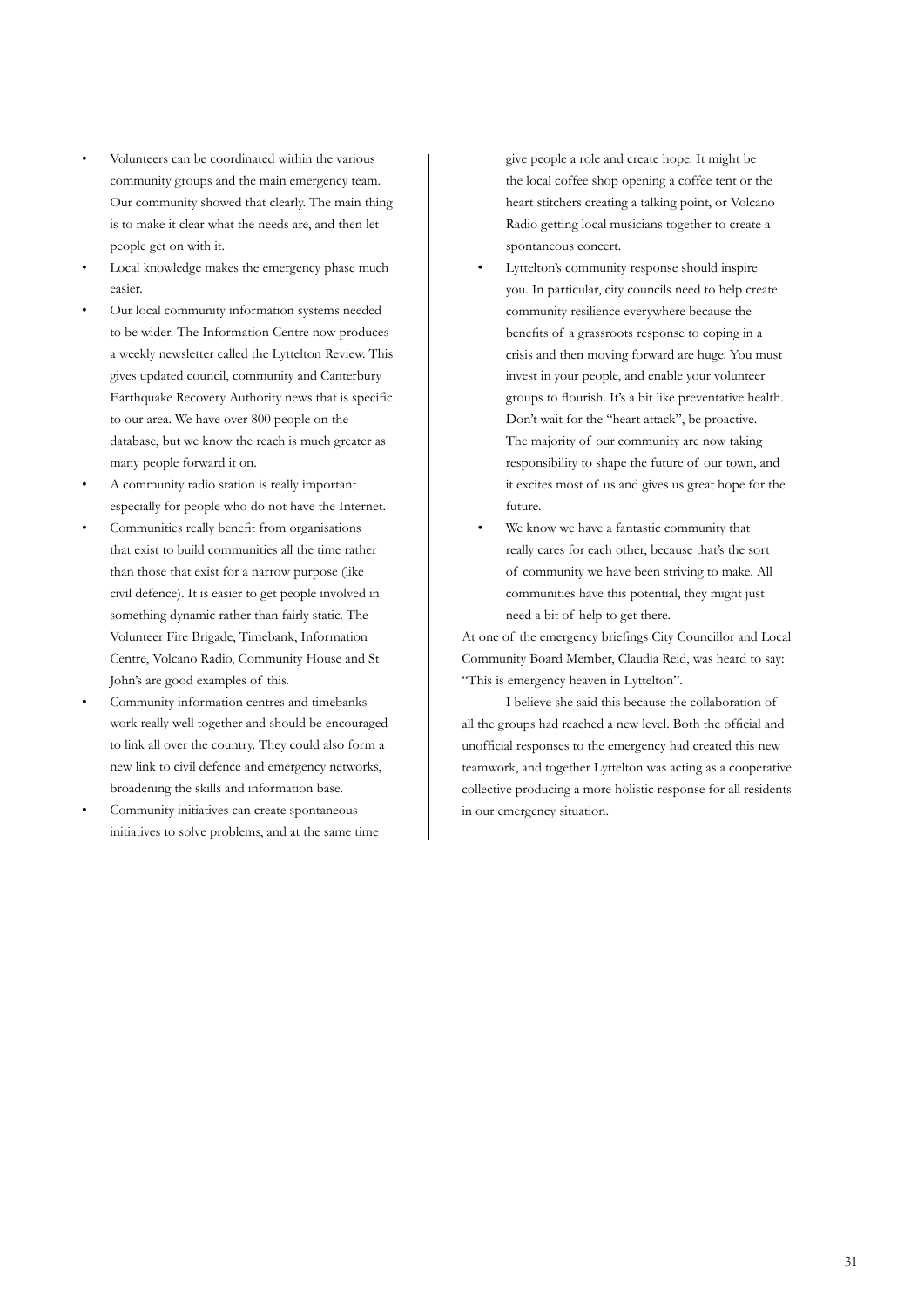- Volunteers can be coordinated within the various community groups and the main emergency team. Our community showed that clearly. The main thing is to make it clear what the needs are, and then let people get on with it.
- Local knowledge makes the emergency phase much easier.
- Our local community information systems needed to be wider. The Information Centre now produces a weekly newsletter called the Lyttelton Review. This gives updated council, community and Canterbury Earthquake Recovery Authority news that is specific to our area. We have over 800 people on the database, but we know the reach is much greater as many people forward it on.
- A community radio station is really important especially for people who do not have the Internet.
- Communities really benefit from organisations that exist to build communities all the time rather than those that exist for a narrow purpose (like civil defence). It is easier to get people involved in something dynamic rather than fairly static. The Volunteer Fire Brigade, Timebank, Information Centre, Volcano Radio, Community House and St John's are good examples of this.
- Community information centres and timebanks work really well together and should be encouraged to link all over the country. They could also form a new link to civil defence and emergency networks, broadening the skills and information base.
- Community initiatives can create spontaneous initiatives to solve problems, and at the same time give people a role and create hope. It might be the local coffee shop opening a coffee tent or the heart stitchers creating a talking point, or Volcano Radio getting local musicians together to create a spontaneous concert.
- Lyttelton's community response should inspire you. In particular, city councils need to help create community resilience everywhere because the benefits of a grassroots response to coping in a crisis and then moving forward are huge. You must invest in your people, and enable your volunteer groups to flourish. It's a bit like preventative health. Don't wait for the "heart attack", be proactive. The majority of our community are now taking responsibility to shape the future of our town, and it excites most of us and gives us great hope for the future.
- We know we have a fantastic community that really cares for each other, because that's the sort of community we have been striving to make. All communities have this potential, they might just need a bit of help to get there.

At one of the emergency briefings City Councillor and Local Community Board Member, Claudia Reid, was heard to say: "This is emergency heaven in Lyttelton".

I believe she said this because the collaboration of all the groups had reached a new level. Both the official and unofficial responses to the emergency had created this new teamwork, and together Lyttelton was acting as a cooperative collective producing a more holistic response for all residents in our emergency situation.